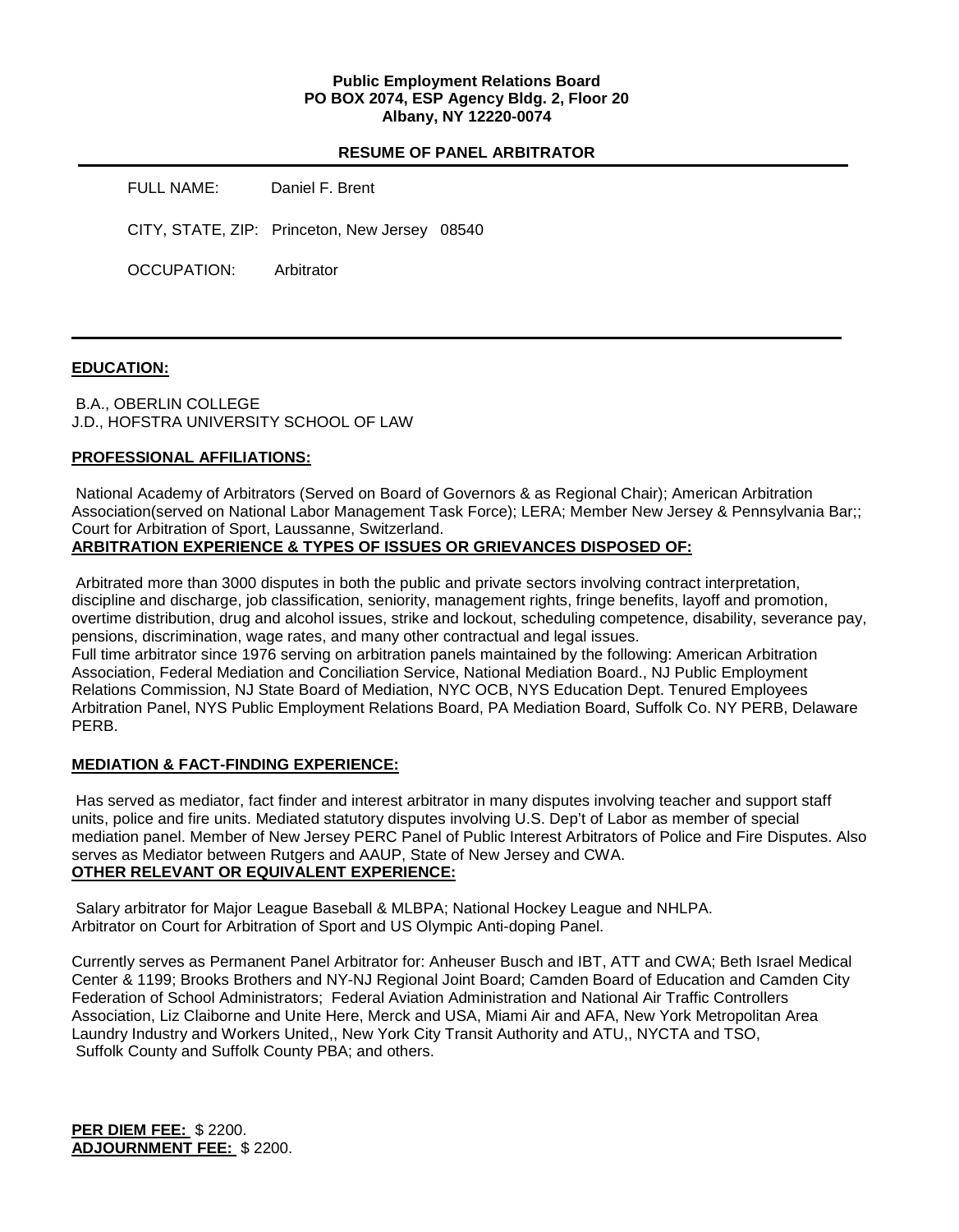**Public Employment Relations Board**
**PO BOX 2074, ESP Agency Bldg. 2, Floor 20**
**Albany, NY 12220-0074**

**RESUME OF PANEL ARBITRATOR**

FULL NAME: Daniel F. Brent

CITY, STATE, ZIP: Princeton, New Jersey 08540

OCCUPATION: Arbitrator

---

## EDUCATION:

B.A., OBERLIN COLLEGE
J.D., HOFSTRA UNIVERSITY SCHOOL OF LAW

## PROFESSIONAL AFFILIATIONS:

National Academy of Arbitrators (Served on Board of Governors & as Regional Chair); American Arbitration Association(served on National Labor Management Task Force); LERA; Member New Jersey & Pennsylvania Bar;; Court for Arbitration of Sport, Laussanne, Switzerland.

## ARBITRATION EXPERIENCE & TYPES OF ISSUES OR GRIEVANCES DISPOSED OF:

Arbitrated more than 3000 disputes in both the public and private sectors involving contract interpretation, discipline and discharge, job classification, seniority, management rights, fringe benefits, layoff and promotion, overtime distribution, drug and alcohol issues, strike and lockout, scheduling competence, disability, severance pay, pensions, discrimination, wage rates, and many other contractual and legal issues.
Full time arbitrator since 1976 serving on arbitration panels maintained by the following: American Arbitration Association, Federal Mediation and Conciliation Service, National Mediation Board., NJ Public Employment Relations Commission, NJ State Board of Mediation, NYC OCB, NYS Education Dept. Tenured Employees Arbitration Panel, NYS Public Employment Relations Board, PA Mediation Board, Suffolk Co. NY PERB, Delaware PERB.

## MEDIATION & FACT-FINDING EXPERIENCE:

Has served as mediator, fact finder and interest arbitrator in many disputes involving teacher and support staff units, police and fire units. Mediated statutory disputes involving U.S. Dep't of Labor as member of special mediation panel. Member of New Jersey PERC Panel of Public Interest Arbitrators of Police and Fire Disputes. Also serves as Mediator between Rutgers and AAUP, State of New Jersey and CWA.

## OTHER RELEVANT OR EQUIVALENT EXPERIENCE:

Salary arbitrator for Major League Baseball & MLBPA; National Hockey League and NHLPA.
Arbitrator on Court for Arbitration of Sport and US Olympic Anti-doping Panel.

Currently serves as Permanent Panel Arbitrator for: Anheuser Busch and IBT, ATT and CWA; Beth Israel Medical Center & 1199; Brooks Brothers and NY-NJ Regional Joint Board; Camden Board of Education and Camden City Federation of School Administrators; Federal Aviation Administration and National Air Traffic Controllers Association, Liz Claiborne and Unite Here, Merck and USA, Miami Air and AFA, New York Metropolitan Area Laundry Industry and Workers United,, New York City Transit Authority and ATU,, NYCTA and TSO, Suffolk County and Suffolk County PBA; and others.

**PER DIEM FEE:** $ 2200.
**ADJOURNMENT FEE:** $ 2200.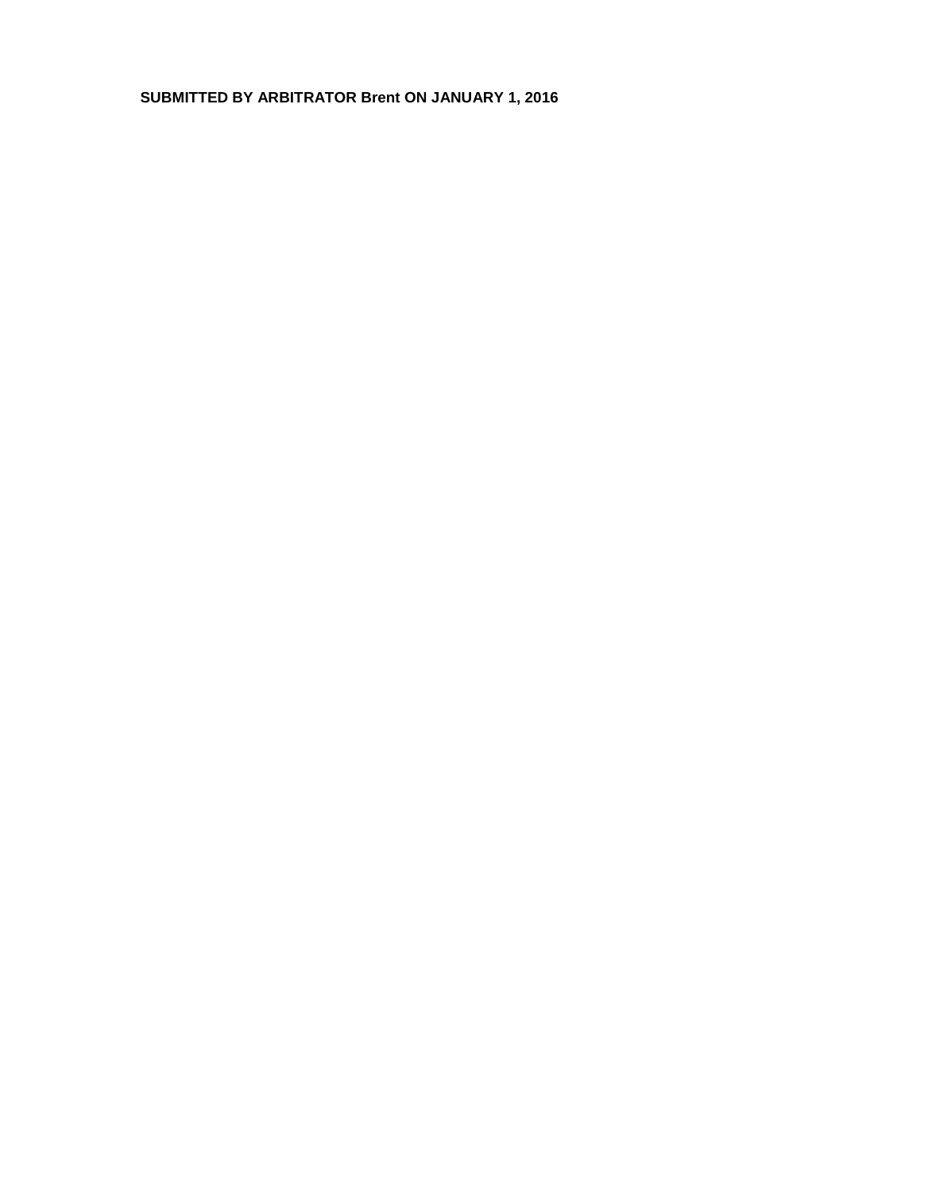**SUBMITTED BY ARBITRATOR Brent ON JANUARY 1, 2016**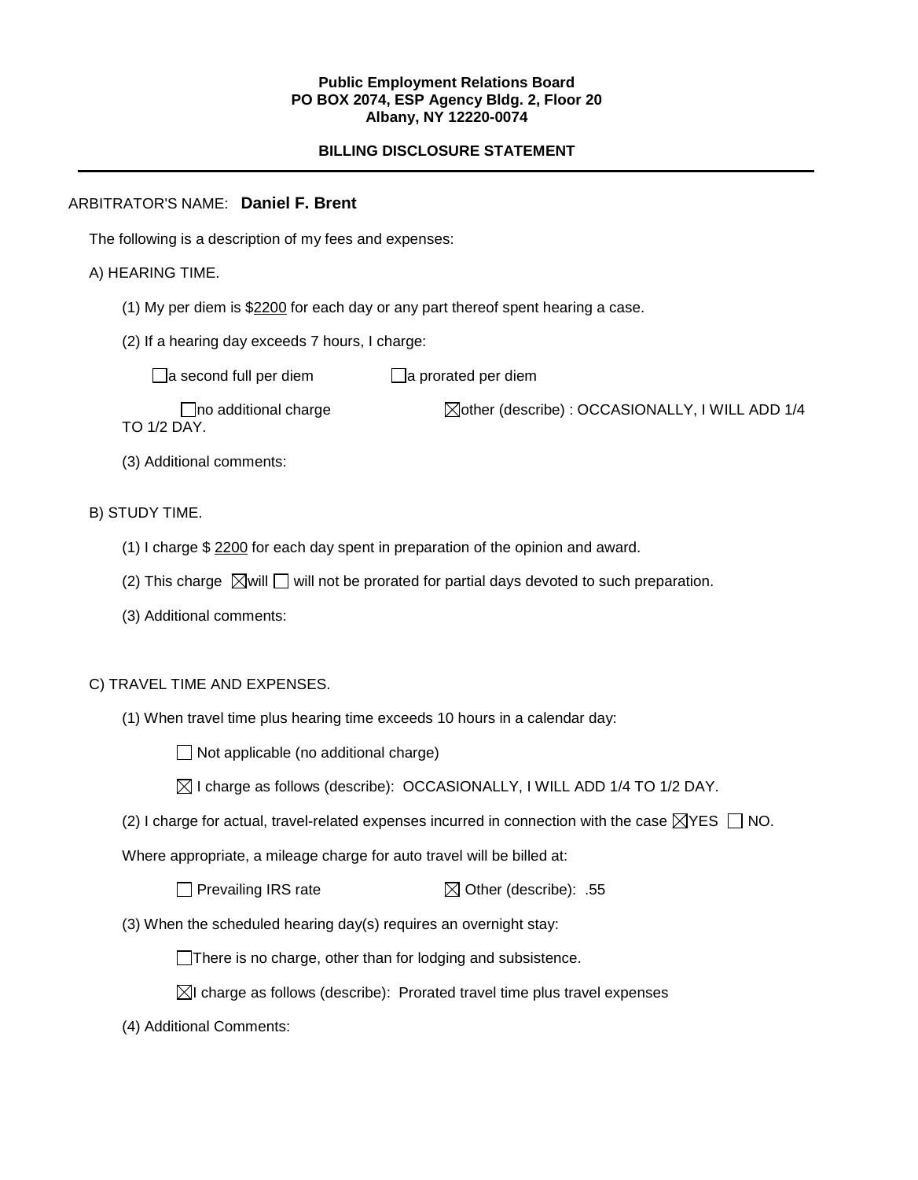**Public Employment Relations Board**
**PO BOX 2074, ESP Agency Bldg. 2, Floor 20**
**Albany, NY 12220-0074**

**BILLING DISCLOSURE STATEMENT**

---

ARBITRATOR'S NAME: **Daniel F. Brent**

The following is a description of my fees and expenses:

A) HEARING TIME.

(1) My per diem is $2200 for each day or any part thereof spent hearing a case.

(2) If a hearing day exceeds 7 hours, I charge:

☐ a second full per diem ☐ a prorated per diem

☐ no additional charge ☒ other (describe) : OCCASIONALLY, I WILL ADD 1/4 TO 1/2 DAY.

(3) Additional comments:

B) STUDY TIME.

(1) I charge $ 2200 for each day spent in preparation of the opinion and award.

(2) This charge ☒ will ☐ will not be prorated for partial days devoted to such preparation.

(3) Additional comments:

C) TRAVEL TIME AND EXPENSES.

(1) When travel time plus hearing time exceeds 10 hours in a calendar day:

☐ Not applicable (no additional charge)

☒ I charge as follows (describe): OCCASIONALLY, I WILL ADD 1/4 TO 1/2 DAY.

(2) I charge for actual, travel-related expenses incurred in connection with the case ☒ YES ☐ NO.

Where appropriate, a mileage charge for auto travel will be billed at:

☐ Prevailing IRS rate ☒ Other (describe): .55

(3) When the scheduled hearing day(s) requires an overnight stay:

☐ There is no charge, other than for lodging and subsistence.

☒ I charge as follows (describe): Prorated travel time plus travel expenses

(4) Additional Comments: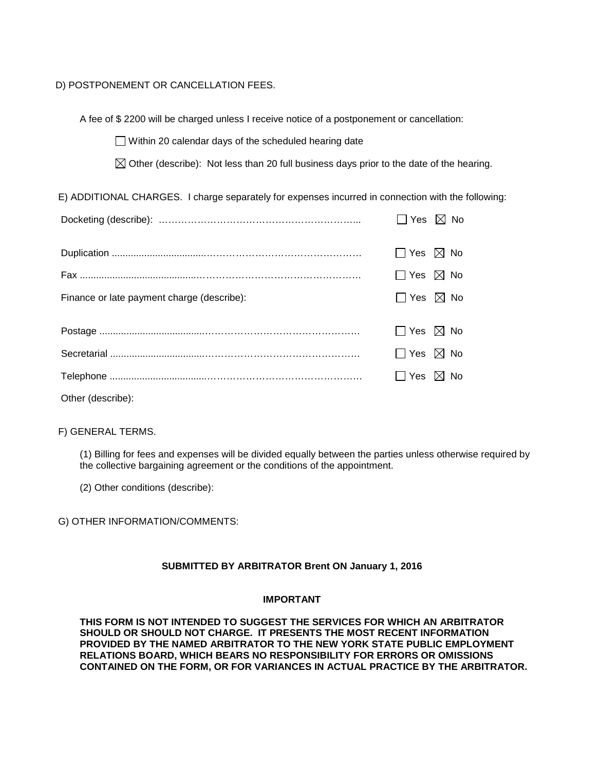D) POSTPONEMENT OR CANCELLATION FEES.

A fee of $ 2200 will be charged unless I receive notice of a postponement or cancellation:

☐ Within 20 calendar days of the scheduled hearing date

☒ Other (describe): Not less than 20 full business days prior to the date of the hearing.

E) ADDITIONAL CHARGES. I charge separately for expenses incurred in connection with the following:

| | |
|---|---|
| Docketing (describe): | ☐ Yes ☒ No |
| Duplication | ☐ Yes ☒ No |
| Fax | ☐ Yes ☒ No |
| Finance or late payment charge (describe): | ☐ Yes ☒ No |
| Postage | ☐ Yes ☒ No |
| Secretarial | ☐ Yes ☒ No |
| Telephone | ☐ Yes ☒ No |

Other (describe):

F) GENERAL TERMS.

(1) Billing for fees and expenses will be divided equally between the parties unless otherwise required by the collective bargaining agreement or the conditions of the appointment.

(2) Other conditions (describe):

G) OTHER INFORMATION/COMMENTS:

**SUBMITTED BY ARBITRATOR Brent ON January 1, 2016**

**IMPORTANT**

**THIS FORM IS NOT INTENDED TO SUGGEST THE SERVICES FOR WHICH AN ARBITRATOR SHOULD OR SHOULD NOT CHARGE. IT PRESENTS THE MOST RECENT INFORMATION PROVIDED BY THE NAMED ARBITRATOR TO THE NEW YORK STATE PUBLIC EMPLOYMENT RELATIONS BOARD, WHICH BEARS NO RESPONSIBILITY FOR ERRORS OR OMISSIONS CONTAINED ON THE FORM, OR FOR VARIANCES IN ACTUAL PRACTICE BY THE ARBITRATOR.**